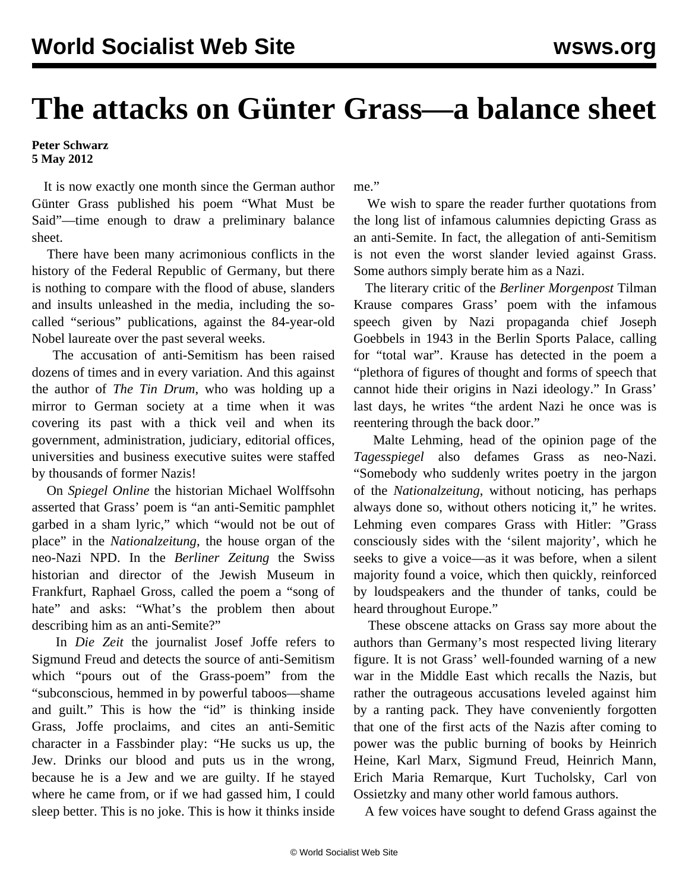# The attacks on Günter Grass—a balance sheet

**Peter Schwarz**
**5 May 2012**

It is now exactly one month since the German author Günter Grass published his poem "What Must be Said"—time enough to draw a preliminary balance sheet.

There have been many acrimonious conflicts in the history of the Federal Republic of Germany, but there is nothing to compare with the flood of abuse, slanders and insults unleashed in the media, including the so-called "serious" publications, against the 84-year-old Nobel laureate over the past several weeks.

The accusation of anti-Semitism has been raised dozens of times and in every variation. And this against the author of *The Tin Drum*, who was holding up a mirror to German society at a time when it was covering its past with a thick veil and when its government, administration, judiciary, editorial offices, universities and business executive suites were staffed by thousands of former Nazis!

On *Spiegel Online* the historian Michael Wolffsohn asserted that Grass' poem is "an anti-Semitic pamphlet garbed in a sham lyric," which "would not be out of place" in the *Nationalzeitung*, the house organ of the neo-Nazi NPD. In the *Berliner Zeitung* the Swiss historian and director of the Jewish Museum in Frankfurt, Raphael Gross, called the poem a "song of hate" and asks: "What's the problem then about describing him as an anti-Semite?"

In *Die Zeit* the journalist Josef Joffe refers to Sigmund Freud and detects the source of anti-Semitism which "pours out of the Grass-poem" from the "subconscious, hemmed in by powerful taboos—shame and guilt." This is how the "id" is thinking inside Grass, Joffe proclaims, and cites an anti-Semitic character in a Fassbinder play: "He sucks us up, the Jew. Drinks our blood and puts us in the wrong, because he is a Jew and we are guilty. If he stayed where he came from, or if we had gassed him, I could sleep better. This is no joke. This is how it thinks inside me."

We wish to spare the reader further quotations from the long list of infamous calumnies depicting Grass as an anti-Semite. In fact, the allegation of anti-Semitism is not even the worst slander levied against Grass. Some authors simply berate him as a Nazi.

The literary critic of the *Berliner Morgenpost* Tilman Krause compares Grass' poem with the infamous speech given by Nazi propaganda chief Joseph Goebbels in 1943 in the Berlin Sports Palace, calling for "total war". Krause has detected in the poem a "plethora of figures of thought and forms of speech that cannot hide their origins in Nazi ideology." In Grass' last days, he writes "the ardent Nazi he once was is reentering through the back door."

Malte Lehming, head of the opinion page of the *Tagesspiegel* also defames Grass as neo-Nazi. "Somebody who suddenly writes poetry in the jargon of the *Nationalzeitung*, without noticing, has perhaps always done so, without others noticing it," he writes. Lehming even compares Grass with Hitler: "Grass consciously sides with the 'silent majority', which he seeks to give a voice—as it was before, when a silent majority found a voice, which then quickly, reinforced by loudspeakers and the thunder of tanks, could be heard throughout Europe."

These obscene attacks on Grass say more about the authors than Germany's most respected living literary figure. It is not Grass' well-founded warning of a new war in the Middle East which recalls the Nazis, but rather the outrageous accusations leveled against him by a ranting pack. They have conveniently forgotten that one of the first acts of the Nazis after coming to power was the public burning of books by Heinrich Heine, Karl Marx, Sigmund Freud, Heinrich Mann, Erich Maria Remarque, Kurt Tucholsky, Carl von Ossietzky and many other world famous authors.

A few voices have sought to defend Grass against the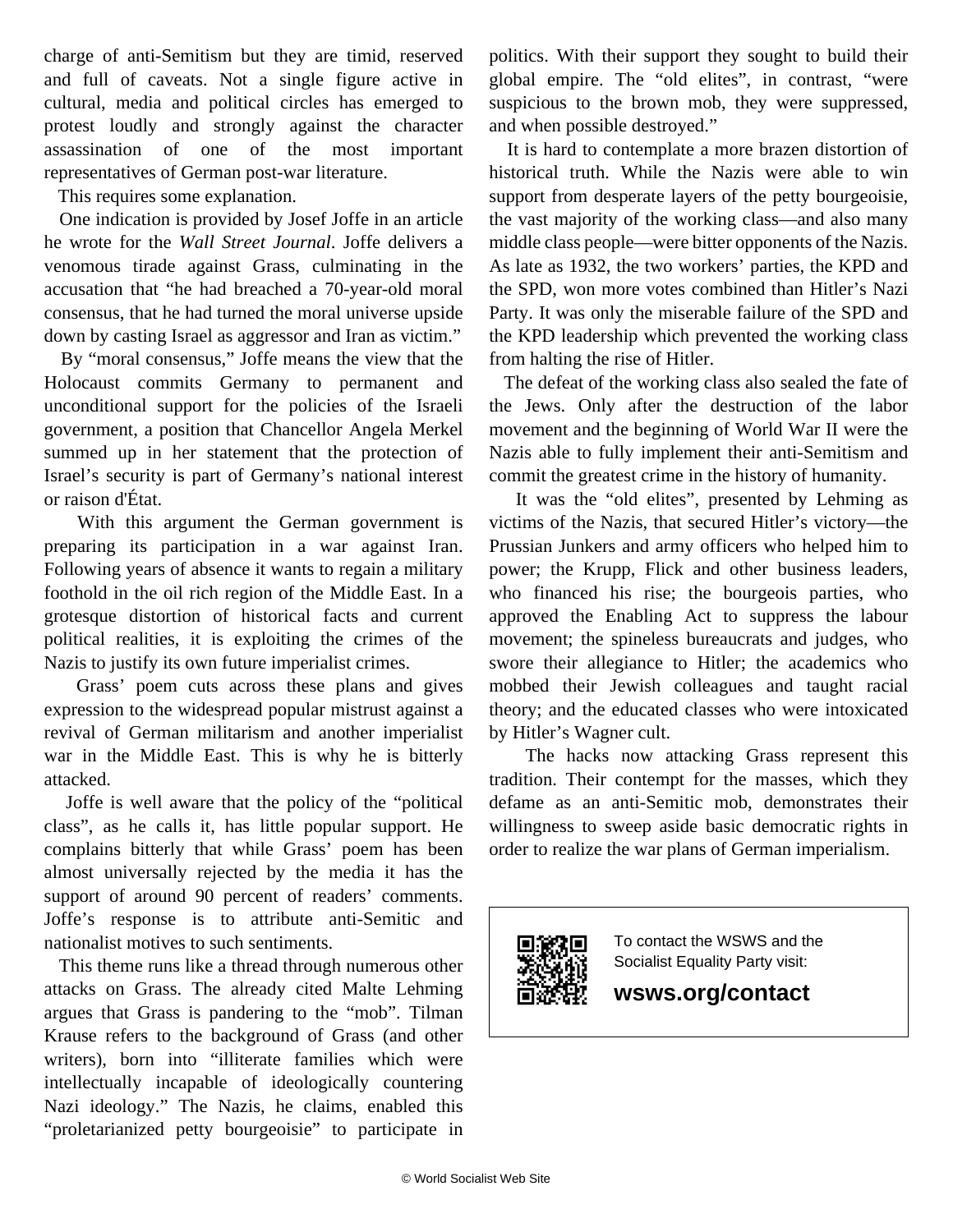charge of anti-Semitism but they are timid, reserved and full of caveats. Not a single figure active in cultural, media and political circles has emerged to protest loudly and strongly against the character assassination of one of the most important representatives of German post-war literature.

This requires some explanation.

One indication is provided by Josef Joffe in an article he wrote for the *Wall Street Journal*. Joffe delivers a venomous tirade against Grass, culminating in the accusation that "he had breached a 70-year-old moral consensus, that he had turned the moral universe upside down by casting Israel as aggressor and Iran as victim."

By "moral consensus," Joffe means the view that the Holocaust commits Germany to permanent and unconditional support for the policies of the Israeli government, a position that Chancellor Angela Merkel summed up in her statement that the protection of Israel's security is part of Germany's national interest or raison d'État.

With this argument the German government is preparing its participation in a war against Iran. Following years of absence it wants to regain a military foothold in the oil rich region of the Middle East. In a grotesque distortion of historical facts and current political realities, it is exploiting the crimes of the Nazis to justify its own future imperialist crimes.

Grass' poem cuts across these plans and gives expression to the widespread popular mistrust against a revival of German militarism and another imperialist war in the Middle East. This is why he is bitterly attacked.

Joffe is well aware that the policy of the "political class", as he calls it, has little popular support. He complains bitterly that while Grass' poem has been almost universally rejected by the media it has the support of around 90 percent of readers' comments. Joffe's response is to attribute anti-Semitic and nationalist motives to such sentiments.

This theme runs like a thread through numerous other attacks on Grass. The already cited Malte Lehming argues that Grass is pandering to the "mob". Tilman Krause refers to the background of Grass (and other writers), born into "illiterate families which were intellectually incapable of ideologically countering Nazi ideology." The Nazis, he claims, enabled this "proletarianized petty bourgeoisie" to participate in politics. With their support they sought to build their global empire. The "old elites", in contrast, "were suspicious to the brown mob, they were suppressed, and when possible destroyed."

It is hard to contemplate a more brazen distortion of historical truth. While the Nazis were able to win support from desperate layers of the petty bourgeoisie, the vast majority of the working class—and also many middle class people—were bitter opponents of the Nazis. As late as 1932, the two workers' parties, the KPD and the SPD, won more votes combined than Hitler's Nazi Party. It was only the miserable failure of the SPD and the KPD leadership which prevented the working class from halting the rise of Hitler.

The defeat of the working class also sealed the fate of the Jews. Only after the destruction of the labor movement and the beginning of World War II were the Nazis able to fully implement their anti-Semitism and commit the greatest crime in the history of humanity.

It was the "old elites", presented by Lehming as victims of the Nazis, that secured Hitler's victory—the Prussian Junkers and army officers who helped him to power; the Krupp, Flick and other business leaders, who financed his rise; the bourgeois parties, who approved the Enabling Act to suppress the labour movement; the spineless bureaucrats and judges, who swore their allegiance to Hitler; the academics who mobbed their Jewish colleagues and taught racial theory; and the educated classes who were intoxicated by Hitler's Wagner cult.

The hacks now attacking Grass represent this tradition. Their contempt for the masses, which they defame as an anti-Semitic mob, demonstrates their willingness to sweep aside basic democratic rights in order to realize the war plans of German imperialism.

To contact the WSWS and the Socialist Equality Party visit:

**wsws.org/contact**